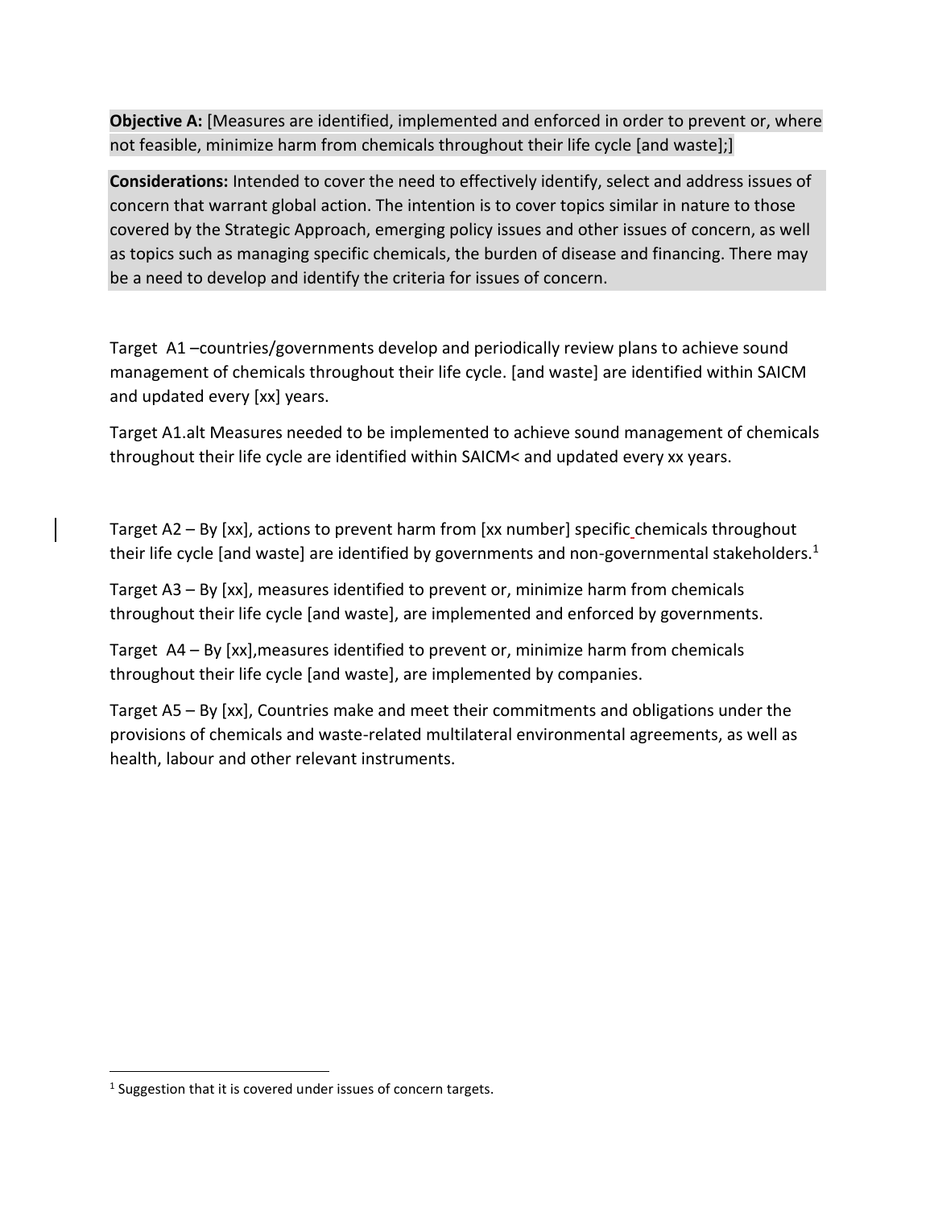**Objective A:** [Measures are identified, implemented and enforced in order to prevent or, where not feasible, minimize harm from chemicals throughout their life cycle [and waste];]

**Considerations:** Intended to cover the need to effectively identify, select and address issues of concern that warrant global action. The intention is to cover topics similar in nature to those covered by the Strategic Approach, emerging policy issues and other issues of concern, as well as topics such as managing specific chemicals, the burden of disease and financing. There may be a need to develop and identify the criteria for issues of concern.

Target A1 –countries/governments develop and periodically review plans to achieve sound management of chemicals throughout their life cycle. [and waste] are identified within SAICM and updated every [xx] years.

Target A1.alt Measures needed to be implemented to achieve sound management of chemicals throughout their life cycle are identified within SAICM< and updated every xx years.

Target A2 – By [xx], actions to prevent harm from [xx number] specific chemicals throughout their life cycle [and waste] are identified by governments and non-governmental stakeholders.[1]

Target A3 – By [xx], measures identified to prevent or, minimize harm from chemicals throughout their life cycle [and waste], are implemented and enforced by governments.

Target A4 – By [xx],measures identified to prevent or, minimize harm from chemicals throughout their life cycle [and waste], are implemented by companies.

Target A5 – By [xx], Countries make and meet their commitments and obligations under the provisions of chemicals and waste-related multilateral environmental agreements, as well as health, labour and other relevant instruments.

---

[1] Suggestion that it is covered under issues of concern targets.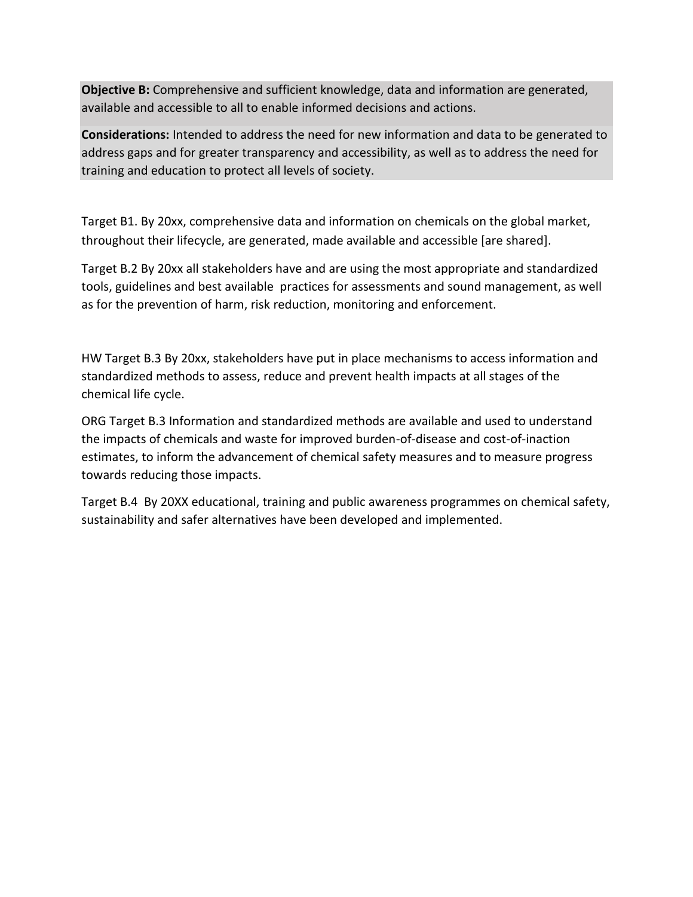**Objective B:** Comprehensive and sufficient knowledge, data and information are generated, available and accessible to all to enable informed decisions and actions.

**Considerations:** Intended to address the need for new information and data to be generated to address gaps and for greater transparency and accessibility, as well as to address the need for training and education to protect all levels of society.

Target B1. By 20xx, comprehensive data and information on chemicals on the global market, throughout their lifecycle, are generated, made available and accessible [are shared].

Target B.2 By 20xx all stakeholders have and are using the most appropriate and standardized tools, guidelines and best available practices for assessments and sound management, as well as for the prevention of harm, risk reduction, monitoring and enforcement.

HW Target B.3 By 20xx, stakeholders have put in place mechanisms to access information and standardized methods to assess, reduce and prevent health impacts at all stages of the chemical life cycle.

ORG Target B.3 Information and standardized methods are available and used to understand the impacts of chemicals and waste for improved burden-of-disease and cost-of-inaction estimates, to inform the advancement of chemical safety measures and to measure progress towards reducing those impacts.

Target B.4 By 20XX educational, training and public awareness programmes on chemical safety, sustainability and safer alternatives have been developed and implemented.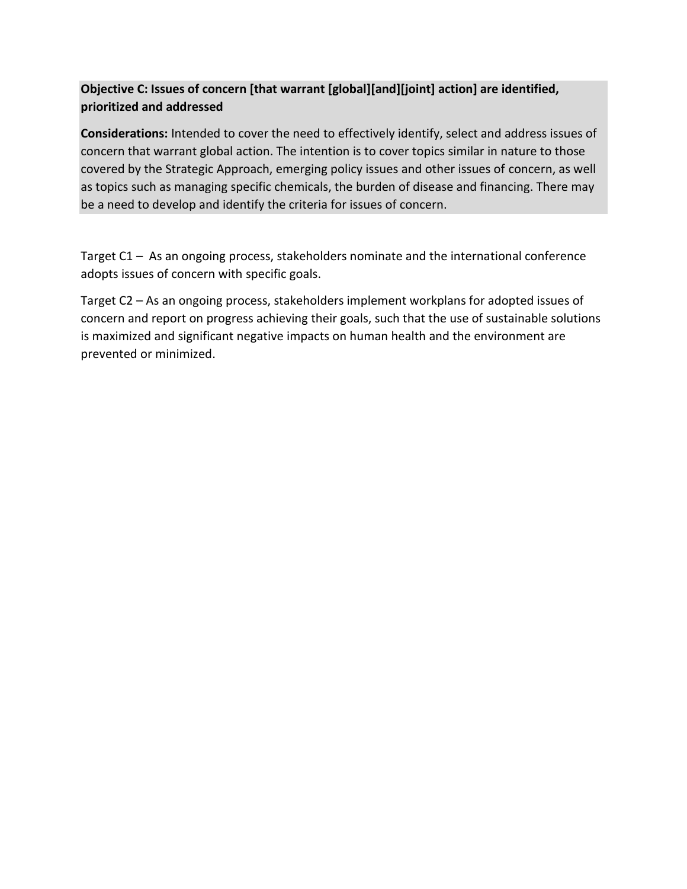**Objective C: Issues of concern [that warrant [global][and][joint] action] are identified, prioritized and addressed**

**Considerations:** Intended to cover the need to effectively identify, select and address issues of concern that warrant global action. The intention is to cover topics similar in nature to those covered by the Strategic Approach, emerging policy issues and other issues of concern, as well as topics such as managing specific chemicals, the burden of disease and financing. There may be a need to develop and identify the criteria for issues of concern.

Target C1 – As an ongoing process, stakeholders nominate and the international conference adopts issues of concern with specific goals.

Target C2 – As an ongoing process, stakeholders implement workplans for adopted issues of concern and report on progress achieving their goals, such that the use of sustainable solutions is maximized and significant negative impacts on human health and the environment are prevented or minimized.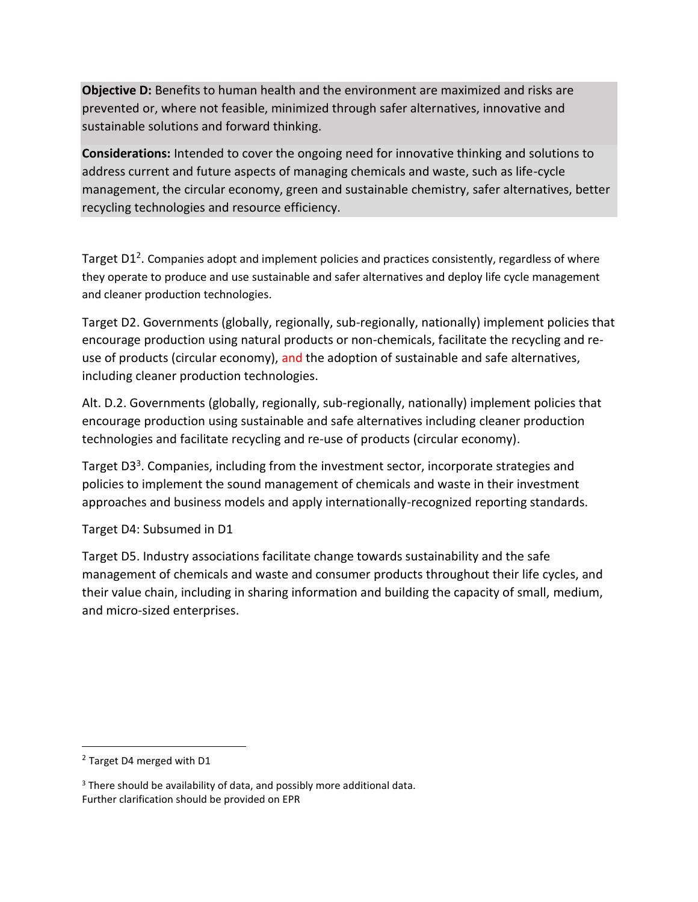**Objective D:** Benefits to human health and the environment are maximized and risks are prevented or, where not feasible, minimized through safer alternatives, innovative and sustainable solutions and forward thinking.

**Considerations:** Intended to cover the ongoing need for innovative thinking and solutions to address current and future aspects of managing chemicals and waste, such as life-cycle management, the circular economy, green and sustainable chemistry, safer alternatives, better recycling technologies and resource efficiency.

Target D1[2]. Companies adopt and implement policies and practices consistently, regardless of where they operate to produce and use sustainable and safer alternatives and deploy life cycle management and cleaner production technologies.

Target D2. Governments (globally, regionally, sub-regionally, nationally) implement policies that encourage production using natural products or non-chemicals, facilitate the recycling and re-use of products (circular economy), and the adoption of sustainable and safe alternatives, including cleaner production technologies.

Alt. D.2. Governments (globally, regionally, sub-regionally, nationally) implement policies that encourage production using sustainable and safe alternatives including cleaner production technologies and facilitate recycling and re-use of products (circular economy).

Target D3[3]. Companies, including from the investment sector, incorporate strategies and policies to implement the sound management of chemicals and waste in their investment approaches and business models and apply internationally-recognized reporting standards.

Target D4: Subsumed in D1

Target D5. Industry associations facilitate change towards sustainability and the safe management of chemicals and waste and consumer products throughout their life cycles, and their value chain, including in sharing information and building the capacity of small, medium, and micro-sized enterprises.

---

[2] Target D4 merged with D1

[3] There should be availability of data, and possibly more additional data.
Further clarification should be provided on EPR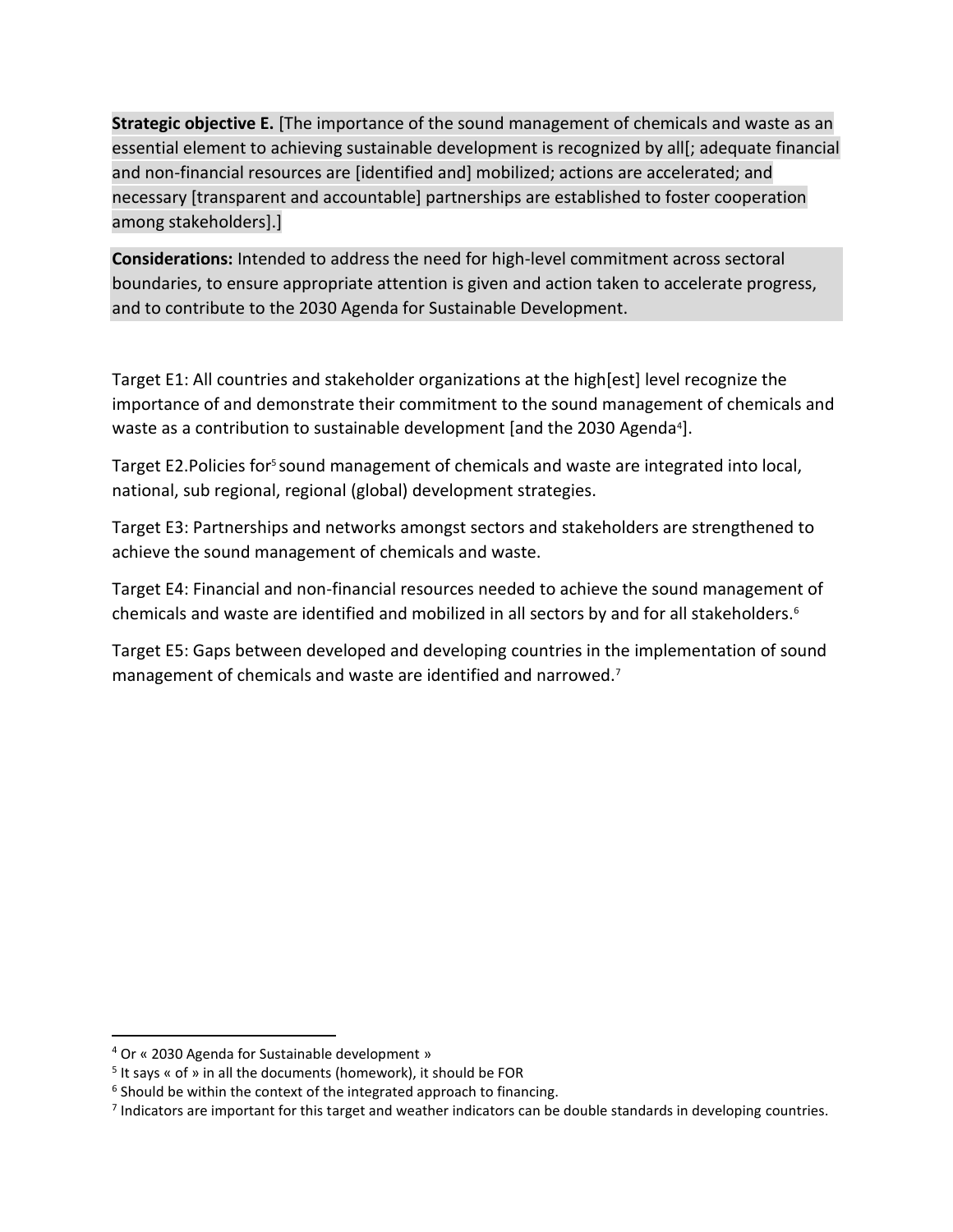**Strategic objective E.** [The importance of the sound management of chemicals and waste as an essential element to achieving sustainable development is recognized by all[; adequate financial and non-financial resources are [identified and] mobilized; actions are accelerated; and necessary [transparent and accountable] partnerships are established to foster cooperation among stakeholders].]

**Considerations:** Intended to address the need for high-level commitment across sectoral boundaries, to ensure appropriate attention is given and action taken to accelerate progress, and to contribute to the 2030 Agenda for Sustainable Development.

Target E1: All countries and stakeholder organizations at the high[est] level recognize the importance of and demonstrate their commitment to the sound management of chemicals and waste as a contribution to sustainable development [and the 2030 Agenda[4]].

Target E2.Policies for[5] sound management of chemicals and waste are integrated into local, national, sub regional, regional (global) development strategies.

Target E3: Partnerships and networks amongst sectors and stakeholders are strengthened to achieve the sound management of chemicals and waste.

Target E4: Financial and non-financial resources needed to achieve the sound management of chemicals and waste are identified and mobilized in all sectors by and for all stakeholders.[6]

Target E5: Gaps between developed and developing countries in the implementation of sound management of chemicals and waste are identified and narrowed.[7]

---

[4] Or « 2030 Agenda for Sustainable development »

[5] It says « of » in all the documents (homework), it should be FOR

[6] Should be within the context of the integrated approach to financing.

[7] Indicators are important for this target and weather indicators can be double standards in developing countries.